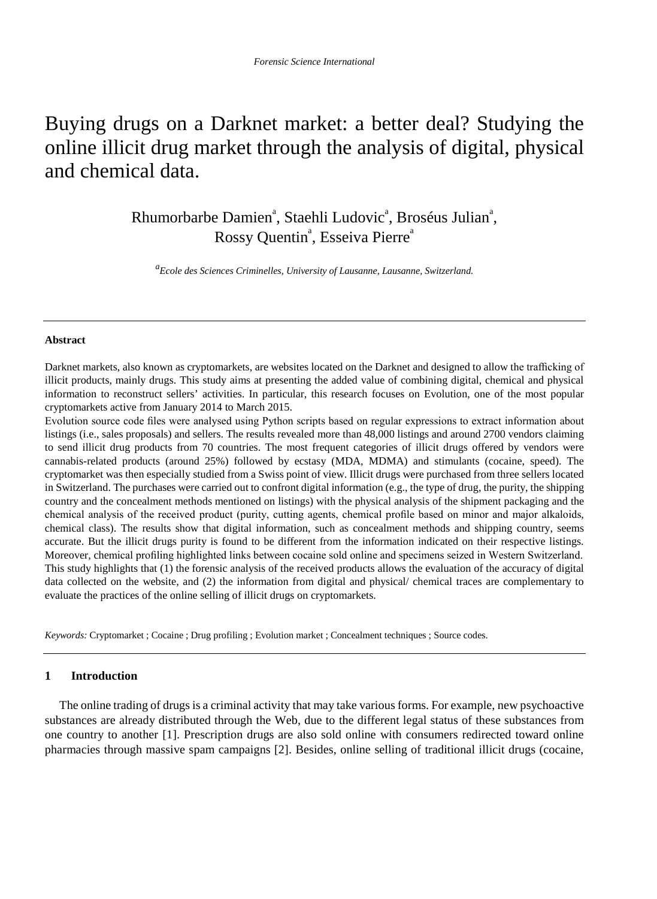# Buying drugs on a Darknet market: a better deal? Studying the online illicit drug market through the analysis of digital, physical and chemical data.

Rhumorbarbe Damien[a], Staehli Ludovic[a], Broséus Julian[a], Rossy Quentin[a], Esseiva Pierre[a]

[a] *Ecole des Sciences Criminelles, University of Lausanne, Lausanne, Switzerland.*

---

**Abstract**

Darknet markets, also known as cryptomarkets, are websites located on the Darknet and designed to allow the trafficking of illicit products, mainly drugs. This study aims at presenting the added value of combining digital, chemical and physical information to reconstruct sellers' activities. In particular, this research focuses on Evolution, one of the most popular cryptomarkets active from January 2014 to March 2015.

Evolution source code files were analysed using Python scripts based on regular expressions to extract information about listings (i.e., sales proposals) and sellers. The results revealed more than 48,000 listings and around 2700 vendors claiming to send illicit drug products from 70 countries. The most frequent categories of illicit drugs offered by vendors were cannabis-related products (around 25%) followed by ecstasy (MDA, MDMA) and stimulants (cocaine, speed). The cryptomarket was then especially studied from a Swiss point of view. Illicit drugs were purchased from three sellers located in Switzerland. The purchases were carried out to confront digital information (e.g., the type of drug, the purity, the shipping country and the concealment methods mentioned on listings) with the physical analysis of the shipment packaging and the chemical analysis of the received product (purity, cutting agents, chemical profile based on minor and major alkaloids, chemical class). The results show that digital information, such as concealment methods and shipping country, seems accurate. But the illicit drugs purity is found to be different from the information indicated on their respective listings. Moreover, chemical profiling highlighted links between cocaine sold online and specimens seized in Western Switzerland. This study highlights that (1) the forensic analysis of the received products allows the evaluation of the accuracy of digital data collected on the website, and (2) the information from digital and physical/ chemical traces are complementary to evaluate the practices of the online selling of illicit drugs on cryptomarkets.

*Keywords:* Cryptomarket ; Cocaine ; Drug profiling ; Evolution market ; Concealment techniques ; Source codes.

---

## 1 Introduction

The online trading of drugs is a criminal activity that may take various forms. For example, new psychoactive substances are already distributed through the Web, due to the different legal status of these substances from one country to another [1]. Prescription drugs are also sold online with consumers redirected toward online pharmacies through massive spam campaigns [2]. Besides, online selling of traditional illicit drugs (cocaine,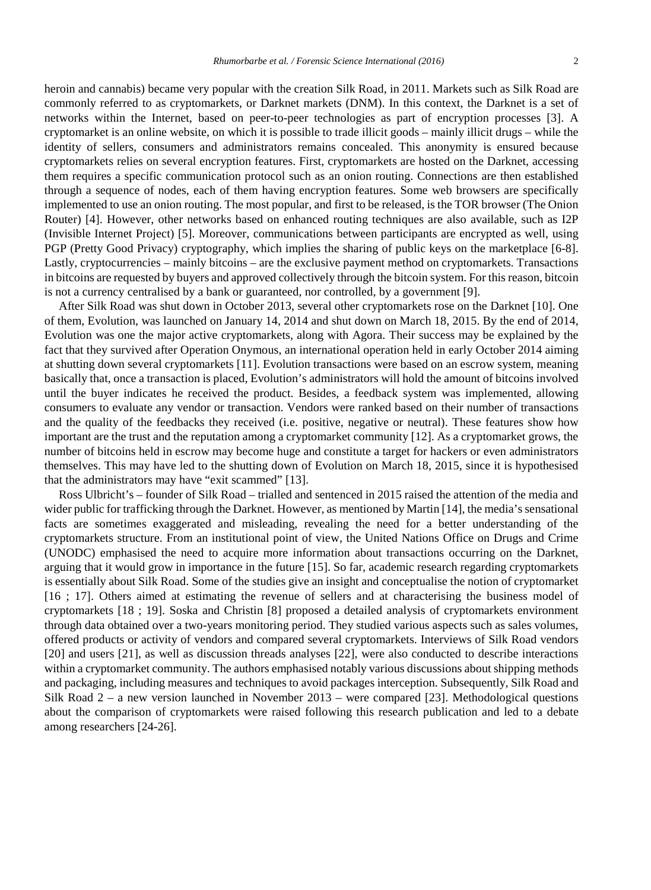heroin and cannabis) became very popular with the creation Silk Road, in 2011. Markets such as Silk Road are commonly referred to as cryptomarkets, or Darknet markets (DNM). In this context, the Darknet is a set of networks within the Internet, based on peer-to-peer technologies as part of encryption processes [3]. A cryptomarket is an online website, on which it is possible to trade illicit goods – mainly illicit drugs – while the identity of sellers, consumers and administrators remains concealed. This anonymity is ensured because cryptomarkets relies on several encryption features. First, cryptomarkets are hosted on the Darknet, accessing them requires a specific communication protocol such as an onion routing. Connections are then established through a sequence of nodes, each of them having encryption features. Some web browsers are specifically implemented to use an onion routing. The most popular, and first to be released, is the TOR browser (The Onion Router) [4]. However, other networks based on enhanced routing techniques are also available, such as I2P (Invisible Internet Project) [5]. Moreover, communications between participants are encrypted as well, using PGP (Pretty Good Privacy) cryptography, which implies the sharing of public keys on the marketplace [6-8]. Lastly, cryptocurrencies – mainly bitcoins – are the exclusive payment method on cryptomarkets. Transactions in bitcoins are requested by buyers and approved collectively through the bitcoin system. For this reason, bitcoin is not a currency centralised by a bank or guaranteed, nor controlled, by a government [9].

After Silk Road was shut down in October 2013, several other cryptomarkets rose on the Darknet [10]. One of them, Evolution, was launched on January 14, 2014 and shut down on March 18, 2015. By the end of 2014, Evolution was one the major active cryptomarkets, along with Agora. Their success may be explained by the fact that they survived after Operation Onymous, an international operation held in early October 2014 aiming at shutting down several cryptomarkets [11]. Evolution transactions were based on an escrow system, meaning basically that, once a transaction is placed, Evolution's administrators will hold the amount of bitcoins involved until the buyer indicates he received the product. Besides, a feedback system was implemented, allowing consumers to evaluate any vendor or transaction. Vendors were ranked based on their number of transactions and the quality of the feedbacks they received (i.e. positive, negative or neutral). These features show how important are the trust and the reputation among a cryptomarket community [12]. As a cryptomarket grows, the number of bitcoins held in escrow may become huge and constitute a target for hackers or even administrators themselves. This may have led to the shutting down of Evolution on March 18, 2015, since it is hypothesised that the administrators may have "exit scammed" [13].

Ross Ulbricht's – founder of Silk Road – trialled and sentenced in 2015 raised the attention of the media and wider public for trafficking through the Darknet. However, as mentioned by Martin [14], the media's sensational facts are sometimes exaggerated and misleading, revealing the need for a better understanding of the cryptomarkets structure. From an institutional point of view, the United Nations Office on Drugs and Crime (UNODC) emphasised the need to acquire more information about transactions occurring on the Darknet, arguing that it would grow in importance in the future [15]. So far, academic research regarding cryptomarkets is essentially about Silk Road. Some of the studies give an insight and conceptualise the notion of cryptomarket [16 ; 17]. Others aimed at estimating the revenue of sellers and at characterising the business model of cryptomarkets [18 ; 19]. Soska and Christin [8] proposed a detailed analysis of cryptomarkets environment through data obtained over a two-years monitoring period. They studied various aspects such as sales volumes, offered products or activity of vendors and compared several cryptomarkets. Interviews of Silk Road vendors [20] and users [21], as well as discussion threads analyses [22], were also conducted to describe interactions within a cryptomarket community. The authors emphasised notably various discussions about shipping methods and packaging, including measures and techniques to avoid packages interception. Subsequently, Silk Road and Silk Road 2 – a new version launched in November 2013 – were compared [23]. Methodological questions about the comparison of cryptomarkets were raised following this research publication and led to a debate among researchers [24-26].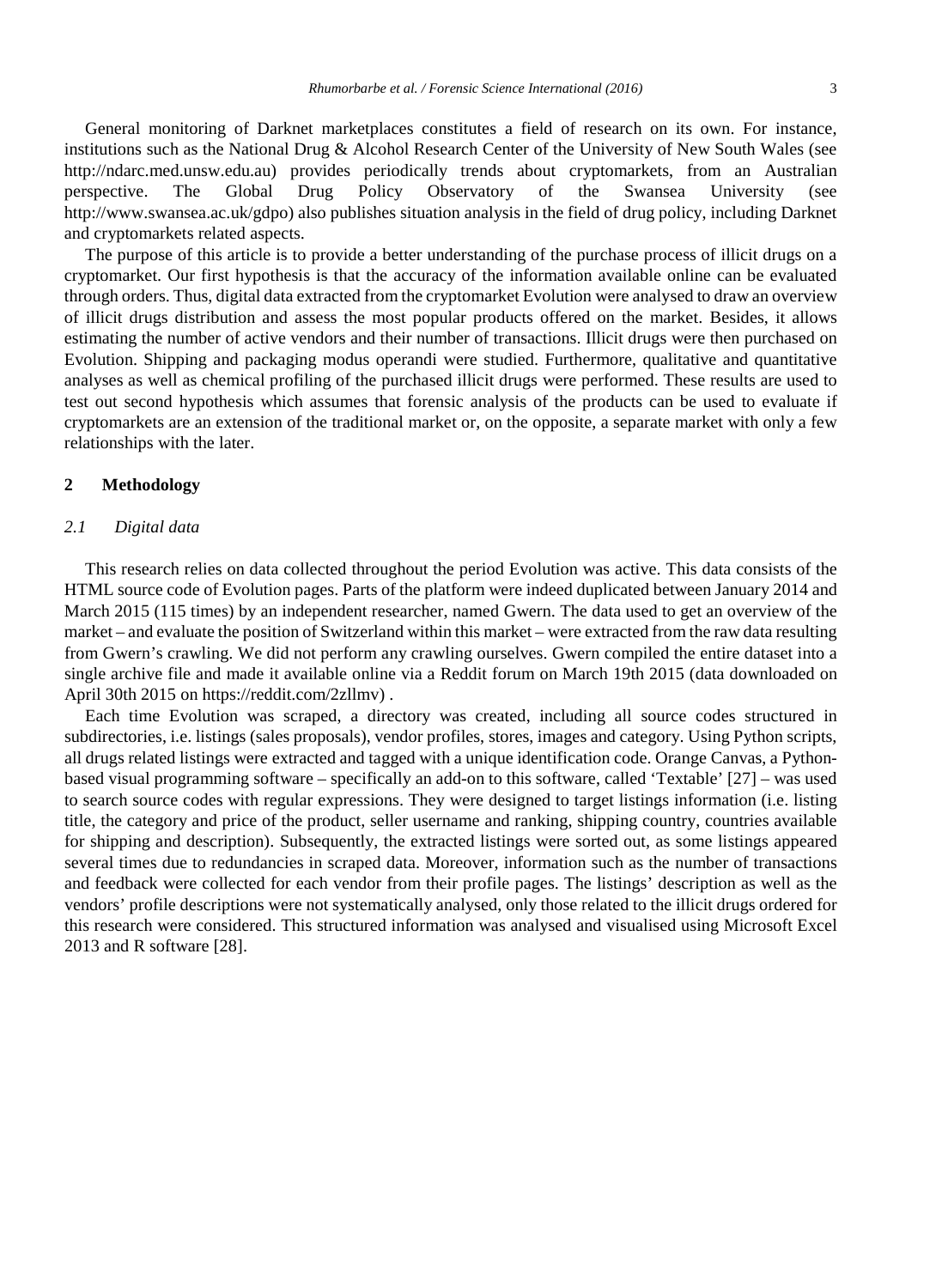General monitoring of Darknet marketplaces constitutes a field of research on its own. For instance, institutions such as the National Drug & Alcohol Research Center of the University of New South Wales (see http://ndarc.med.unsw.edu.au) provides periodically trends about cryptomarkets, from an Australian perspective. The Global Drug Policy Observatory of the Swansea University (see http://www.swansea.ac.uk/gdpo) also publishes situation analysis in the field of drug policy, including Darknet and cryptomarkets related aspects.

The purpose of this article is to provide a better understanding of the purchase process of illicit drugs on a cryptomarket. Our first hypothesis is that the accuracy of the information available online can be evaluated through orders. Thus, digital data extracted from the cryptomarket Evolution were analysed to draw an overview of illicit drugs distribution and assess the most popular products offered on the market. Besides, it allows estimating the number of active vendors and their number of transactions. Illicit drugs were then purchased on Evolution. Shipping and packaging modus operandi were studied. Furthermore, qualitative and quantitative analyses as well as chemical profiling of the purchased illicit drugs were performed. These results are used to test out second hypothesis which assumes that forensic analysis of the products can be used to evaluate if cryptomarkets are an extension of the traditional market or, on the opposite, a separate market with only a few relationships with the later.

## 2 Methodology

### *2.1 Digital data*

This research relies on data collected throughout the period Evolution was active. This data consists of the HTML source code of Evolution pages. Parts of the platform were indeed duplicated between January 2014 and March 2015 (115 times) by an independent researcher, named Gwern. The data used to get an overview of the market – and evaluate the position of Switzerland within this market – were extracted from the raw data resulting from Gwern's crawling. We did not perform any crawling ourselves. Gwern compiled the entire dataset into a single archive file and made it available online via a Reddit forum on March 19th 2015 (data downloaded on April 30th 2015 on https://reddit.com/2zllmv) .

Each time Evolution was scraped, a directory was created, including all source codes structured in subdirectories, i.e. listings (sales proposals), vendor profiles, stores, images and category. Using Python scripts, all drugs related listings were extracted and tagged with a unique identification code. Orange Canvas, a Python-based visual programming software – specifically an add-on to this software, called 'Textable' [27] – was used to search source codes with regular expressions. They were designed to target listings information (i.e. listing title, the category and price of the product, seller username and ranking, shipping country, countries available for shipping and description). Subsequently, the extracted listings were sorted out, as some listings appeared several times due to redundancies in scraped data. Moreover, information such as the number of transactions and feedback were collected for each vendor from their profile pages. The listings' description as well as the vendors' profile descriptions were not systematically analysed, only those related to the illicit drugs ordered for this research were considered. This structured information was analysed and visualised using Microsoft Excel 2013 and R software [28].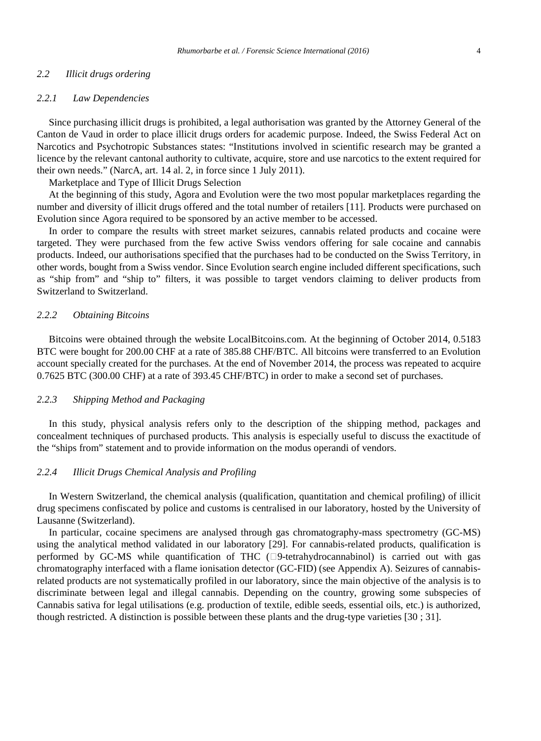### 2.2 Illicit drugs ordering

#### 2.2.1 Law Dependencies

Since purchasing illicit drugs is prohibited, a legal authorisation was granted by the Attorney General of the Canton de Vaud in order to place illicit drugs orders for academic purpose. Indeed, the Swiss Federal Act on Narcotics and Psychotropic Substances states: "Institutions involved in scientific research may be granted a licence by the relevant cantonal authority to cultivate, acquire, store and use narcotics to the extent required for their own needs." (NarcA, art. 14 al. 2, in force since 1 July 2011).

Marketplace and Type of Illicit Drugs Selection

At the beginning of this study, Agora and Evolution were the two most popular marketplaces regarding the number and diversity of illicit drugs offered and the total number of retailers [11]. Products were purchased on Evolution since Agora required to be sponsored by an active member to be accessed.

In order to compare the results with street market seizures, cannabis related products and cocaine were targeted. They were purchased from the few active Swiss vendors offering for sale cocaine and cannabis products. Indeed, our authorisations specified that the purchases had to be conducted on the Swiss Territory, in other words, bought from a Swiss vendor. Since Evolution search engine included different specifications, such as "ship from" and "ship to" filters, it was possible to target vendors claiming to deliver products from Switzerland to Switzerland.

#### 2.2.2 Obtaining Bitcoins

Bitcoins were obtained through the website LocalBitcoins.com. At the beginning of October 2014, 0.5183 BTC were bought for 200.00 CHF at a rate of 385.88 CHF/BTC. All bitcoins were transferred to an Evolution account specially created for the purchases. At the end of November 2014, the process was repeated to acquire 0.7625 BTC (300.00 CHF) at a rate of 393.45 CHF/BTC) in order to make a second set of purchases.

#### 2.2.3 Shipping Method and Packaging

In this study, physical analysis refers only to the description of the shipping method, packages and concealment techniques of purchased products. This analysis is especially useful to discuss the exactitude of the "ships from" statement and to provide information on the modus operandi of vendors.

#### 2.2.4 Illicit Drugs Chemical Analysis and Profiling

In Western Switzerland, the chemical analysis (qualification, quantitation and chemical profiling) of illicit drug specimens confiscated by police and customs is centralised in our laboratory, hosted by the University of Lausanne (Switzerland).

In particular, cocaine specimens are analysed through gas chromatography-mass spectrometry (GC-MS) using the analytical method validated in our laboratory [29]. For cannabis-related products, qualification is performed by GC-MS while quantification of THC ($\Delta$9-tetrahydrocannabinol) is carried out with gas chromatography interfaced with a flame ionisation detector (GC-FID) (see Appendix A). Seizures of cannabis-related products are not systematically profiled in our laboratory, since the main objective of the analysis is to discriminate between legal and illegal cannabis. Depending on the country, growing some subspecies of Cannabis sativa for legal utilisations (e.g. production of textile, edible seeds, essential oils, etc.) is authorized, though restricted. A distinction is possible between these plants and the drug-type varieties [30 ; 31].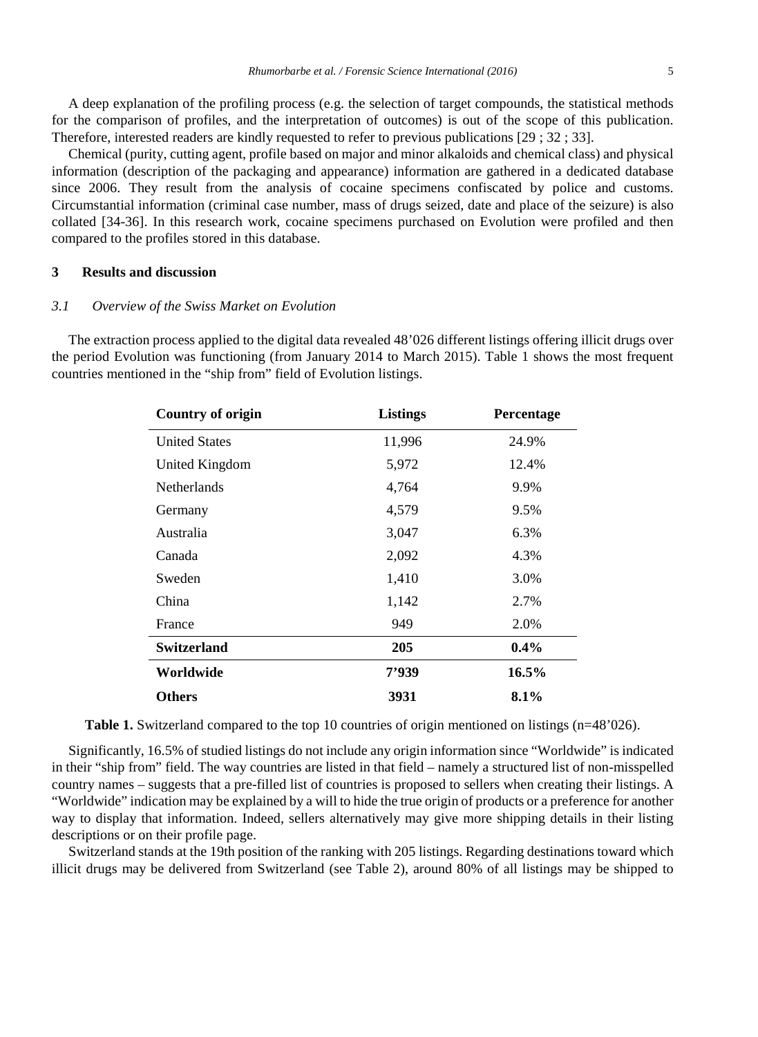A deep explanation of the profiling process (e.g. the selection of target compounds, the statistical methods for the comparison of profiles, and the interpretation of outcomes) is out of the scope of this publication. Therefore, interested readers are kindly requested to refer to previous publications [29 ; 32 ; 33].

Chemical (purity, cutting agent, profile based on major and minor alkaloids and chemical class) and physical information (description of the packaging and appearance) information are gathered in a dedicated database since 2006. They result from the analysis of cocaine specimens confiscated by police and customs. Circumstantial information (criminal case number, mass of drugs seized, date and place of the seizure) is also collated [34-36]. In this research work, cocaine specimens purchased on Evolution were profiled and then compared to the profiles stored in this database.

## 3 Results and discussion

### *3.1 Overview of the Swiss Market on Evolution*

The extraction process applied to the digital data revealed 48'026 different listings offering illicit drugs over the period Evolution was functioning (from January 2014 to March 2015). Table 1 shows the most frequent countries mentioned in the "ship from" field of Evolution listings.

| Country of origin | Listings | Percentage |
|---|---|---|
| United States | 11,996 | 24.9% |
| United Kingdom | 5,972 | 12.4% |
| Netherlands | 4,764 | 9.9% |
| Germany | 4,579 | 9.5% |
| Australia | 3,047 | 6.3% |
| Canada | 2,092 | 4.3% |
| Sweden | 1,410 | 3.0% |
| China | 1,142 | 2.7% |
| France | 949 | 2.0% |
| **Switzerland** | **205** | **0.4%** |
| **Worldwide** | **7'939** | **16.5%** |
| **Others** | **3931** | **8.1%** |

**Table 1.** Switzerland compared to the top 10 countries of origin mentioned on listings (n=48'026).

Significantly, 16.5% of studied listings do not include any origin information since "Worldwide" is indicated in their "ship from" field. The way countries are listed in that field – namely a structured list of non-misspelled country names – suggests that a pre-filled list of countries is proposed to sellers when creating their listings. A "Worldwide" indication may be explained by a will to hide the true origin of products or a preference for another way to display that information. Indeed, sellers alternatively may give more shipping details in their listing descriptions or on their profile page.

Switzerland stands at the 19th position of the ranking with 205 listings. Regarding destinations toward which illicit drugs may be delivered from Switzerland (see Table 2), around 80% of all listings may be shipped to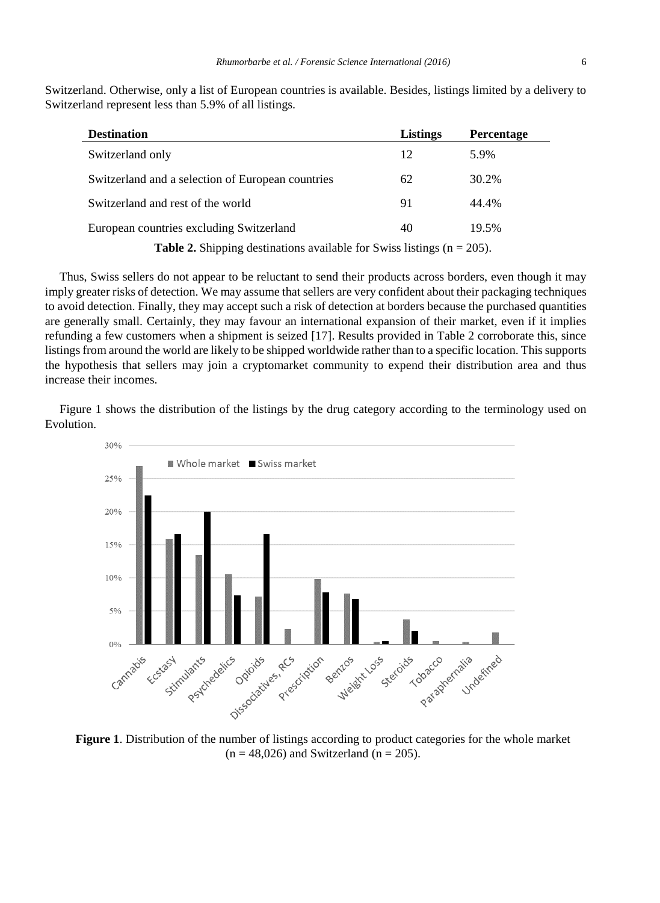Switzerland. Otherwise, only a list of European countries is available. Besides, listings limited by a delivery to Switzerland represent less than 5.9% of all listings.

| Destination | Listings | Percentage |
|---|---|---|
| Switzerland only | 12 | 5.9% |
| Switzerland and a selection of European countries | 62 | 30.2% |
| Switzerland and rest of the world | 91 | 44.4% |
| European countries excluding Switzerland | 40 | 19.5% |

**Table 2.** Shipping destinations available for Swiss listings (n = 205).

Thus, Swiss sellers do not appear to be reluctant to send their products across borders, even though it may imply greater risks of detection. We may assume that sellers are very confident about their packaging techniques to avoid detection. Finally, they may accept such a risk of detection at borders because the purchased quantities are generally small. Certainly, they may favour an international expansion of their market, even if it implies refunding a few customers when a shipment is seized [17]. Results provided in Table 2 corroborate this, since listings from around the world are likely to be shipped worldwide rather than to a specific location. This supports the hypothesis that sellers may join a cryptomarket community to expend their distribution area and thus increase their incomes.

Figure 1 shows the distribution of the listings by the drug category according to the terminology used on Evolution.

**Figure 1**. Distribution of the number of listings according to product categories for the whole market (n = 48,026) and Switzerland (n = 205).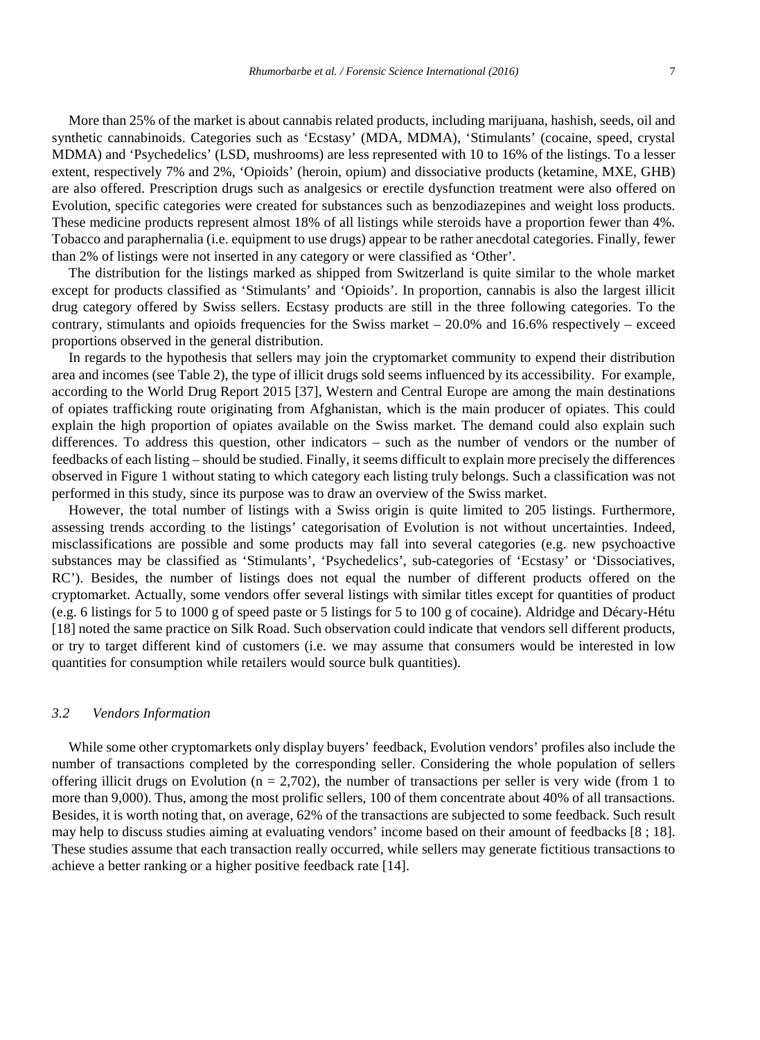More than 25% of the market is about cannabis related products, including marijuana, hashish, seeds, oil and synthetic cannabinoids. Categories such as 'Ecstasy' (MDA, MDMA), 'Stimulants' (cocaine, speed, crystal MDMA) and 'Psychedelics' (LSD, mushrooms) are less represented with 10 to 16% of the listings. To a lesser extent, respectively 7% and 2%, 'Opioids' (heroin, opium) and dissociative products (ketamine, MXE, GHB) are also offered. Prescription drugs such as analgesics or erectile dysfunction treatment were also offered on Evolution, specific categories were created for substances such as benzodiazepines and weight loss products. These medicine products represent almost 18% of all listings while steroids have a proportion fewer than 4%. Tobacco and paraphernalia (i.e. equipment to use drugs) appear to be rather anecdotal categories. Finally, fewer than 2% of listings were not inserted in any category or were classified as 'Other'.

The distribution for the listings marked as shipped from Switzerland is quite similar to the whole market except for products classified as 'Stimulants' and 'Opioids'. In proportion, cannabis is also the largest illicit drug category offered by Swiss sellers. Ecstasy products are still in the three following categories. To the contrary, stimulants and opioids frequencies for the Swiss market – 20.0% and 16.6% respectively – exceed proportions observed in the general distribution.

In regards to the hypothesis that sellers may join the cryptomarket community to expend their distribution area and incomes (see Table 2), the type of illicit drugs sold seems influenced by its accessibility. For example, according to the World Drug Report 2015 [37], Western and Central Europe are among the main destinations of opiates trafficking route originating from Afghanistan, which is the main producer of opiates. This could explain the high proportion of opiates available on the Swiss market. The demand could also explain such differences. To address this question, other indicators – such as the number of vendors or the number of feedbacks of each listing – should be studied. Finally, it seems difficult to explain more precisely the differences observed in Figure 1 without stating to which category each listing truly belongs. Such a classification was not performed in this study, since its purpose was to draw an overview of the Swiss market.

However, the total number of listings with a Swiss origin is quite limited to 205 listings. Furthermore, assessing trends according to the listings' categorisation of Evolution is not without uncertainties. Indeed, misclassifications are possible and some products may fall into several categories (e.g. new psychoactive substances may be classified as 'Stimulants', 'Psychedelics', sub-categories of 'Ecstasy' or 'Dissociatives, RC'). Besides, the number of listings does not equal the number of different products offered on the cryptomarket. Actually, some vendors offer several listings with similar titles except for quantities of product (e.g. 6 listings for 5 to 1000 g of speed paste or 5 listings for 5 to 100 g of cocaine). Aldridge and Décary-Hétu [18] noted the same practice on Silk Road. Such observation could indicate that vendors sell different products, or try to target different kind of customers (i.e. we may assume that consumers would be interested in low quantities for consumption while retailers would source bulk quantities).

### *3.2 Vendors Information*

While some other cryptomarkets only display buyers' feedback, Evolution vendors' profiles also include the number of transactions completed by the corresponding seller. Considering the whole population of sellers offering illicit drugs on Evolution ($n = 2,702$), the number of transactions per seller is very wide (from 1 to more than 9,000). Thus, among the most prolific sellers, 100 of them concentrate about 40% of all transactions. Besides, it is worth noting that, on average, 62% of the transactions are subjected to some feedback. Such result may help to discuss studies aiming at evaluating vendors' income based on their amount of feedbacks [8 ; 18]. These studies assume that each transaction really occurred, while sellers may generate fictitious transactions to achieve a better ranking or a higher positive feedback rate [14].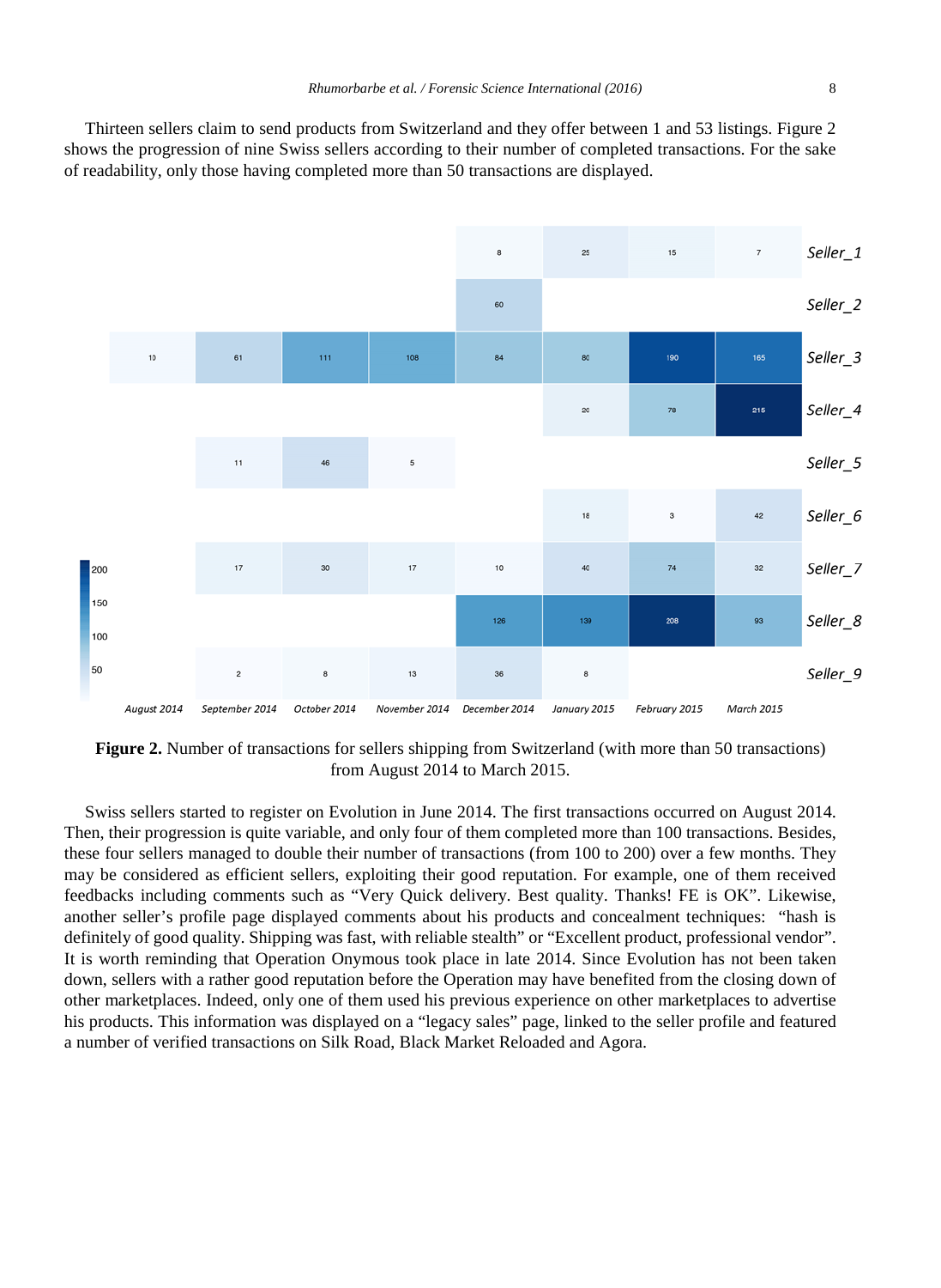Thirteen sellers claim to send products from Switzerland and they offer between 1 and 53 listings. Figure 2 shows the progression of nine Swiss sellers according to their number of completed transactions. For the sake of readability, only those having completed more than 50 transactions are displayed.

| | August 2014 | September 2014 | October 2014 | November 2014 | December 2014 | January 2015 | February 2015 | March 2015 |
|---|---|---|---|---|---|---|---|---|
| Seller_1 | | | | | 8 | 25 | 15 | 7 |
| Seller_2 | | | | | 60 | | | |
| Seller_3 | 10 | 61 | 111 | 108 | 84 | 80 | 190 | 165 |
| Seller_4 | | | | | | 20 | 78 | 215 |
| Seller_5 | | 11 | 46 | 5 | | | | |
| Seller_6 | | | | | | 18 | 3 | 42 |
| Seller_7 | | 17 | 30 | 17 | 10 | 40 | 74 | 32 |
| Seller_8 | | | | | 126 | 139 | 208 | 93 |
| Seller_9 | | 2 | 8 | 13 | 36 | 8 | | |

**Figure 2.** Number of transactions for sellers shipping from Switzerland (with more than 50 transactions) from August 2014 to March 2015.

Swiss sellers started to register on Evolution in June 2014. The first transactions occurred on August 2014. Then, their progression is quite variable, and only four of them completed more than 100 transactions. Besides, these four sellers managed to double their number of transactions (from 100 to 200) over a few months. They may be considered as efficient sellers, exploiting their good reputation. For example, one of them received feedbacks including comments such as "Very Quick delivery. Best quality. Thanks! FE is OK". Likewise, another seller's profile page displayed comments about his products and concealment techniques: "hash is definitely of good quality. Shipping was fast, with reliable stealth" or "Excellent product, professional vendor". It is worth reminding that Operation Onymous took place in late 2014. Since Evolution has not been taken down, sellers with a rather good reputation before the Operation may have benefited from the closing down of other marketplaces. Indeed, only one of them used his previous experience on other marketplaces to advertise his products. This information was displayed on a "legacy sales" page, linked to the seller profile and featured a number of verified transactions on Silk Road, Black Market Reloaded and Agora.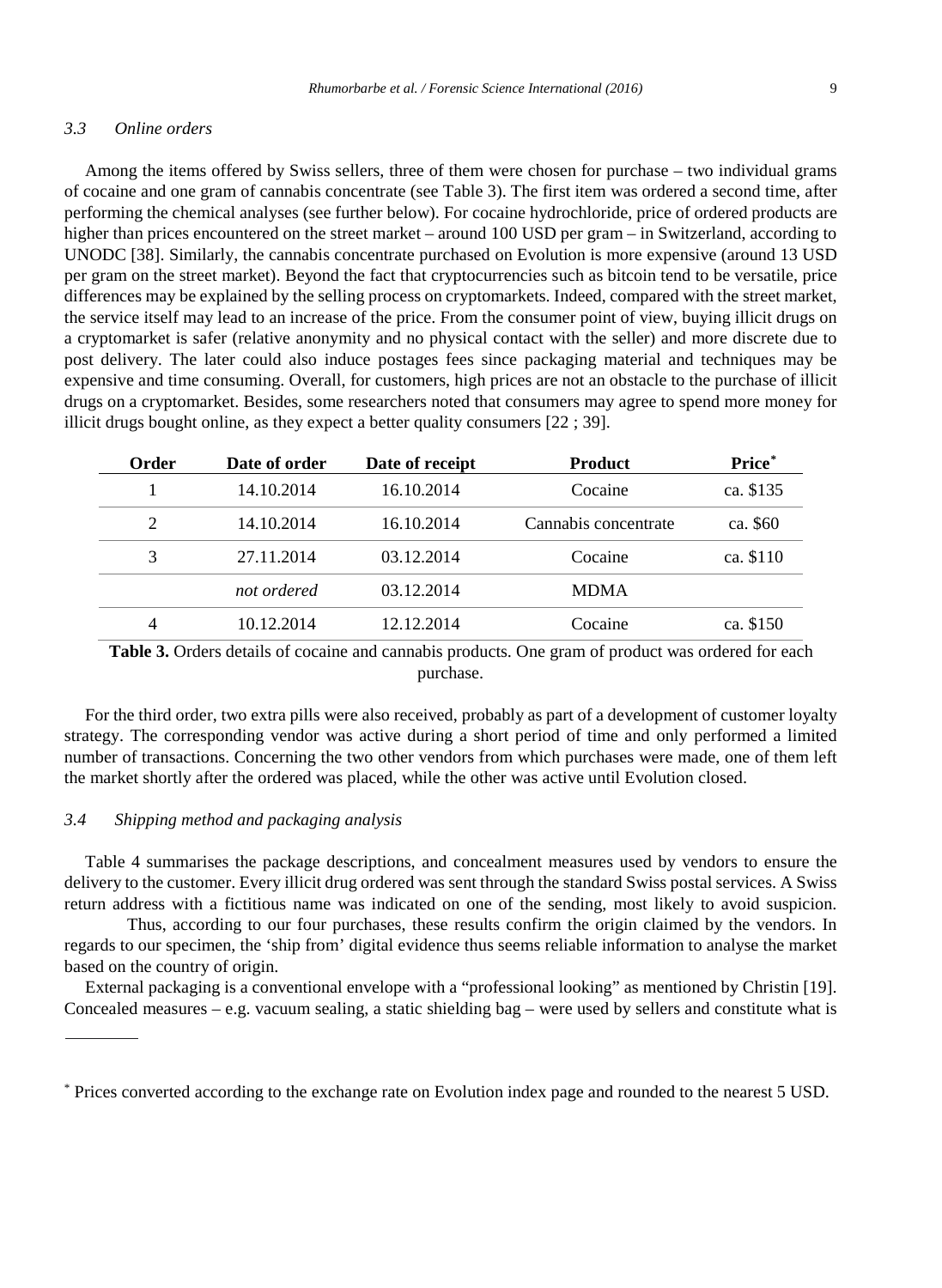### *3.3 Online orders*

Among the items offered by Swiss sellers, three of them were chosen for purchase – two individual grams of cocaine and one gram of cannabis concentrate (see Table 3). The first item was ordered a second time, after performing the chemical analyses (see further below). For cocaine hydrochloride, price of ordered products are higher than prices encountered on the street market – around 100 USD per gram – in Switzerland, according to UNODC [38]. Similarly, the cannabis concentrate purchased on Evolution is more expensive (around 13 USD per gram on the street market). Beyond the fact that cryptocurrencies such as bitcoin tend to be versatile, price differences may be explained by the selling process on cryptomarkets. Indeed, compared with the street market, the service itself may lead to an increase of the price. From the consumer point of view, buying illicit drugs on a cryptomarket is safer (relative anonymity and no physical contact with the seller) and more discrete due to post delivery. The later could also induce postages fees since packaging material and techniques may be expensive and time consuming. Overall, for customers, high prices are not an obstacle to the purchase of illicit drugs on a cryptomarket. Besides, some researchers noted that consumers may agree to spend more money for illicit drugs bought online, as they expect a better quality consumers [22 ; 39].

| Order | Date of order | Date of receipt | Product | Price* |
|---|---|---|---|---|
| 1 | 14.10.2014 | 16.10.2014 | Cocaine | ca. $135 |
| 2 | 14.10.2014 | 16.10.2014 | Cannabis concentrate | ca. $60 |
| 3 | 27.11.2014 | 03.12.2014 | Cocaine | ca. $110 |
| | *not ordered* | 03.12.2014 | MDMA | |
| 4 | 10.12.2014 | 12.12.2014 | Cocaine | ca. $150 |

**Table 3.** Orders details of cocaine and cannabis products. One gram of product was ordered for each purchase.

For the third order, two extra pills were also received, probably as part of a development of customer loyalty strategy. The corresponding vendor was active during a short period of time and only performed a limited number of transactions. Concerning the two other vendors from which purchases were made, one of them left the market shortly after the ordered was placed, while the other was active until Evolution closed.

### *3.4 Shipping method and packaging analysis*

Table 4 summarises the package descriptions, and concealment measures used by vendors to ensure the delivery to the customer. Every illicit drug ordered was sent through the standard Swiss postal services. A Swiss return address with a fictitious name was indicated on one of the sending, most likely to avoid suspicion.

Thus, according to our four purchases, these results confirm the origin claimed by the vendors. In regards to our specimen, the 'ship from' digital evidence thus seems reliable information to analyse the market based on the country of origin.

External packaging is a conventional envelope with a "professional looking" as mentioned by Christin [19]. Concealed measures – e.g. vacuum sealing, a static shielding bag – were used by sellers and constitute what is

---

* Prices converted according to the exchange rate on Evolution index page and rounded to the nearest 5 USD.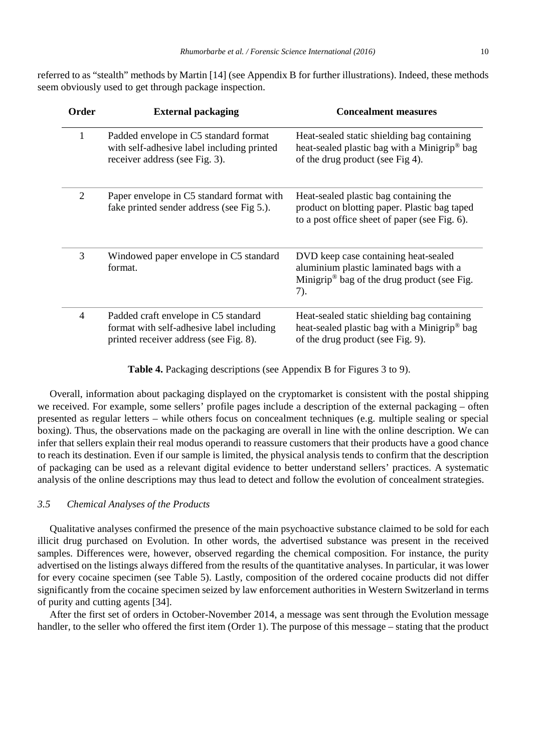referred to as "stealth" methods by Martin [14] (see Appendix B for further illustrations). Indeed, these methods seem obviously used to get through package inspection.

| Order | External packaging | Concealment measures |
|---|---|---|
| 1 | Padded envelope in C5 standard format with self-adhesive label including printed receiver address (see Fig. 3). | Heat-sealed static shielding bag containing heat-sealed plastic bag with a Minigrip® bag of the drug product (see Fig 4). |
| 2 | Paper envelope in C5 standard format with fake printed sender address (see Fig 5.). | Heat-sealed plastic bag containing the product on blotting paper. Plastic bag taped to a post office sheet of paper (see Fig. 6). |
| 3 | Windowed paper envelope in C5 standard format. | DVD keep case containing heat-sealed aluminium plastic laminated bags with a Minigrip® bag of the drug product (see Fig. 7). |
| 4 | Padded craft envelope in C5 standard format with self-adhesive label including printed receiver address (see Fig. 8). | Heat-sealed static shielding bag containing heat-sealed plastic bag with a Minigrip® bag of the drug product (see Fig. 9). |

**Table 4.** Packaging descriptions (see Appendix B for Figures 3 to 9).

Overall, information about packaging displayed on the cryptomarket is consistent with the postal shipping we received. For example, some sellers' profile pages include a description of the external packaging – often presented as regular letters – while others focus on concealment techniques (e.g. multiple sealing or special boxing). Thus, the observations made on the packaging are overall in line with the online description. We can infer that sellers explain their real modus operandi to reassure customers that their products have a good chance to reach its destination. Even if our sample is limited, the physical analysis tends to confirm that the description of packaging can be used as a relevant digital evidence to better understand sellers' practices. A systematic analysis of the online descriptions may thus lead to detect and follow the evolution of concealment strategies.

### *3.5 Chemical Analyses of the Products*

Qualitative analyses confirmed the presence of the main psychoactive substance claimed to be sold for each illicit drug purchased on Evolution. In other words, the advertised substance was present in the received samples. Differences were, however, observed regarding the chemical composition. For instance, the purity advertised on the listings always differed from the results of the quantitative analyses. In particular, it was lower for every cocaine specimen (see Table 5). Lastly, composition of the ordered cocaine products did not differ significantly from the cocaine specimen seized by law enforcement authorities in Western Switzerland in terms of purity and cutting agents [34].

After the first set of orders in October-November 2014, a message was sent through the Evolution message handler, to the seller who offered the first item (Order 1). The purpose of this message – stating that the product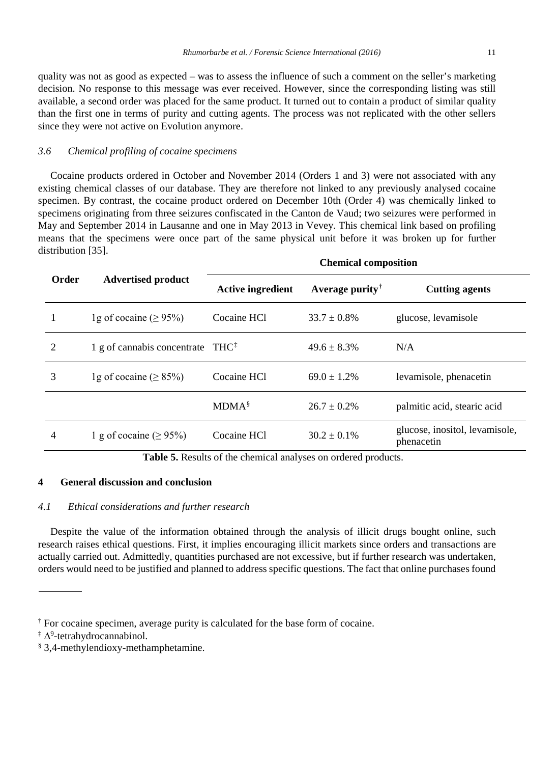quality was not as good as expected – was to assess the influence of such a comment on the seller's marketing decision. No response to this message was ever received. However, since the corresponding listing was still available, a second order was placed for the same product. It turned out to contain a product of similar quality than the first one in terms of purity and cutting agents. The process was not replicated with the other sellers since they were not active on Evolution anymore.

### *3.6 Chemical profiling of cocaine specimens*

Cocaine products ordered in October and November 2014 (Orders 1 and 3) were not associated with any existing chemical classes of our database. They are therefore not linked to any previously analysed cocaine specimen. By contrast, the cocaine product ordered on December 10th (Order 4) was chemically linked to specimens originating from three seizures confiscated in the Canton de Vaud; two seizures were performed in May and September 2014 in Lausanne and one in May 2013 in Vevey. This chemical link based on profiling means that the specimens were once part of the same physical unit before it was broken up for further distribution [35].

| Order | Advertised product | Chemical composition | | |
|---|---|---|---|---|
| | | **Active ingredient** | **Average purity** [†] | **Cutting agents** |
| 1 | 1g of cocaine (≥ 95%) | Cocaine HCl | 33.7 ± 0.8% | glucose, levamisole |
| 2 | 1 g of cannabis concentrate | THC [‡] | 49.6 ± 8.3% | N/A |
| 3 | 1g of cocaine (≥ 85%) | Cocaine HCl | 69.0 ± 1.2% | levamisole, phenacetin |
| | | MDMA [§] | 26.7 ± 0.2% | palmitic acid, stearic acid |
| 4 | 1 g of cocaine (≥ 95%) | Cocaine HCl | 30.2 ± 0.1% | glucose, inositol, levamisole, phenacetin |

**Table 5.** Results of the chemical analyses on ordered products.

## 4 General discussion and conclusion

### *4.1 Ethical considerations and further research*

Despite the value of the information obtained through the analysis of illicit drugs bought online, such research raises ethical questions. First, it implies encouraging illicit markets since orders and transactions are actually carried out. Admittedly, quantities purchased are not excessive, but if further research was undertaken, orders would need to be justified and planned to address specific questions. The fact that online purchases found

---

[†] For cocaine specimen, average purity is calculated for the base form of cocaine.

[‡] $\Delta^9$-tetrahydrocannabinol.

[§] 3,4-methylendioxy-methamphetamine.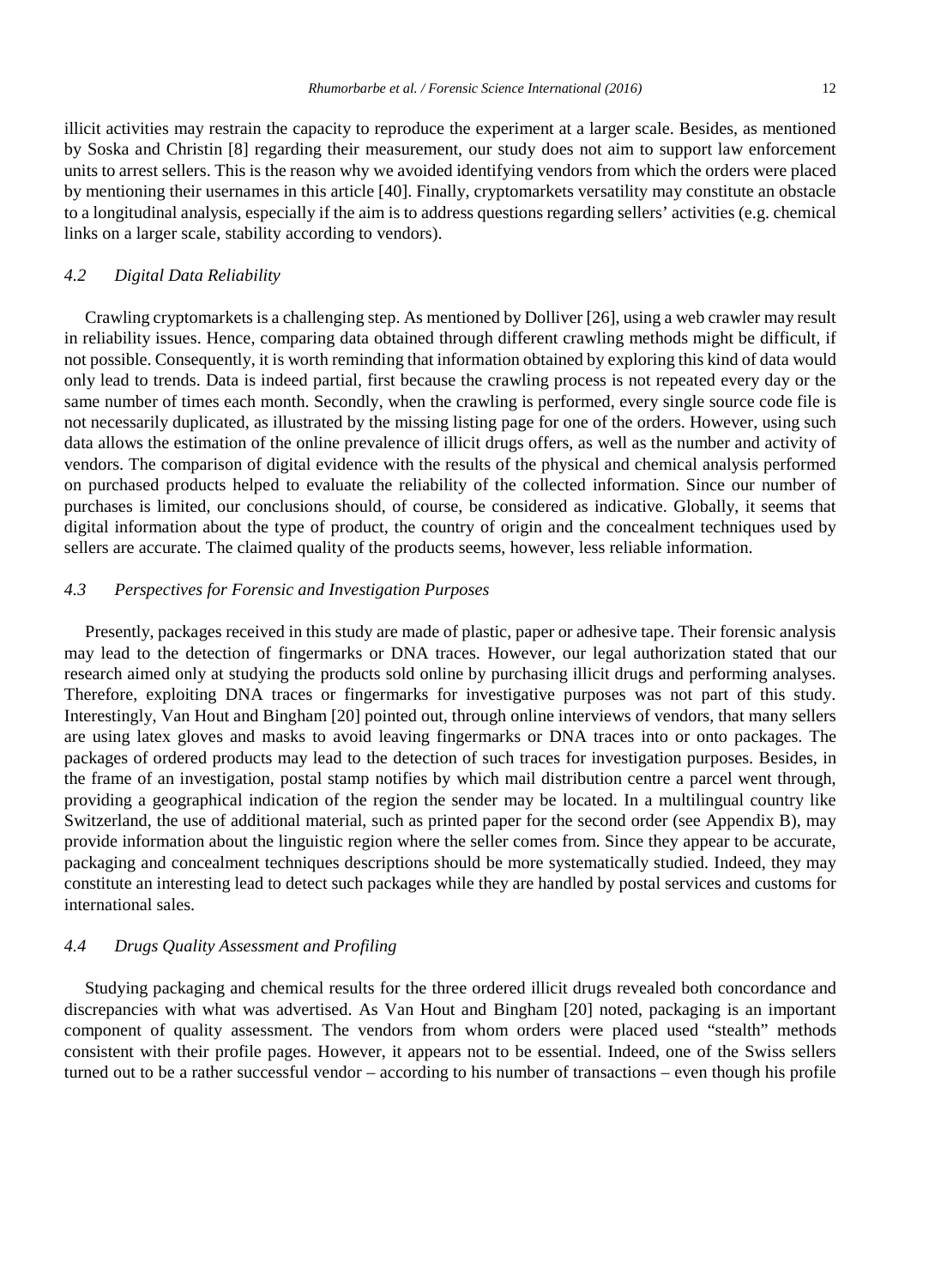illicit activities may restrain the capacity to reproduce the experiment at a larger scale. Besides, as mentioned by Soska and Christin [8] regarding their measurement, our study does not aim to support law enforcement units to arrest sellers. This is the reason why we avoided identifying vendors from which the orders were placed by mentioning their usernames in this article [40]. Finally, cryptomarkets versatility may constitute an obstacle to a longitudinal analysis, especially if the aim is to address questions regarding sellers' activities (e.g. chemical links on a larger scale, stability according to vendors).

### *4.2 Digital Data Reliability*

Crawling cryptomarkets is a challenging step. As mentioned by Dolliver [26], using a web crawler may result in reliability issues. Hence, comparing data obtained through different crawling methods might be difficult, if not possible. Consequently, it is worth reminding that information obtained by exploring this kind of data would only lead to trends. Data is indeed partial, first because the crawling process is not repeated every day or the same number of times each month. Secondly, when the crawling is performed, every single source code file is not necessarily duplicated, as illustrated by the missing listing page for one of the orders. However, using such data allows the estimation of the online prevalence of illicit drugs offers, as well as the number and activity of vendors. The comparison of digital evidence with the results of the physical and chemical analysis performed on purchased products helped to evaluate the reliability of the collected information. Since our number of purchases is limited, our conclusions should, of course, be considered as indicative. Globally, it seems that digital information about the type of product, the country of origin and the concealment techniques used by sellers are accurate. The claimed quality of the products seems, however, less reliable information.

### *4.3 Perspectives for Forensic and Investigation Purposes*

Presently, packages received in this study are made of plastic, paper or adhesive tape. Their forensic analysis may lead to the detection of fingermarks or DNA traces. However, our legal authorization stated that our research aimed only at studying the products sold online by purchasing illicit drugs and performing analyses. Therefore, exploiting DNA traces or fingermarks for investigative purposes was not part of this study. Interestingly, Van Hout and Bingham [20] pointed out, through online interviews of vendors, that many sellers are using latex gloves and masks to avoid leaving fingermarks or DNA traces into or onto packages. The packages of ordered products may lead to the detection of such traces for investigation purposes. Besides, in the frame of an investigation, postal stamp notifies by which mail distribution centre a parcel went through, providing a geographical indication of the region the sender may be located. In a multilingual country like Switzerland, the use of additional material, such as printed paper for the second order (see Appendix B), may provide information about the linguistic region where the seller comes from. Since they appear to be accurate, packaging and concealment techniques descriptions should be more systematically studied. Indeed, they may constitute an interesting lead to detect such packages while they are handled by postal services and customs for international sales.

### *4.4 Drugs Quality Assessment and Profiling*

Studying packaging and chemical results for the three ordered illicit drugs revealed both concordance and discrepancies with what was advertised. As Van Hout and Bingham [20] noted, packaging is an important component of quality assessment. The vendors from whom orders were placed used "stealth" methods consistent with their profile pages. However, it appears not to be essential. Indeed, one of the Swiss sellers turned out to be a rather successful vendor – according to his number of transactions – even though his profile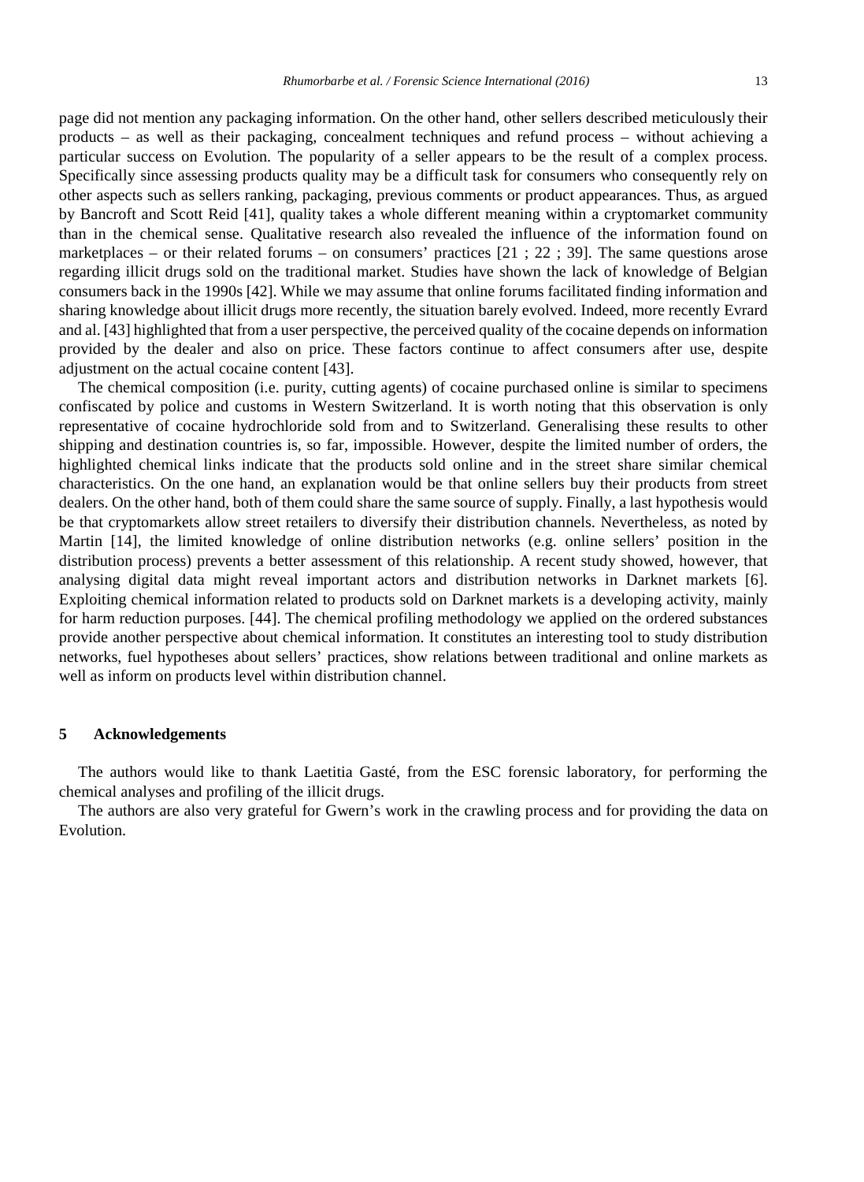page did not mention any packaging information. On the other hand, other sellers described meticulously their products – as well as their packaging, concealment techniques and refund process – without achieving a particular success on Evolution. The popularity of a seller appears to be the result of a complex process. Specifically since assessing products quality may be a difficult task for consumers who consequently rely on other aspects such as sellers ranking, packaging, previous comments or product appearances. Thus, as argued by Bancroft and Scott Reid [41], quality takes a whole different meaning within a cryptomarket community than in the chemical sense. Qualitative research also revealed the influence of the information found on marketplaces – or their related forums – on consumers' practices [21 ; 22 ; 39]. The same questions arose regarding illicit drugs sold on the traditional market. Studies have shown the lack of knowledge of Belgian consumers back in the 1990s [42]. While we may assume that online forums facilitated finding information and sharing knowledge about illicit drugs more recently, the situation barely evolved. Indeed, more recently Evrard and al. [43] highlighted that from a user perspective, the perceived quality of the cocaine depends on information provided by the dealer and also on price. These factors continue to affect consumers after use, despite adjustment on the actual cocaine content [43].

The chemical composition (i.e. purity, cutting agents) of cocaine purchased online is similar to specimens confiscated by police and customs in Western Switzerland. It is worth noting that this observation is only representative of cocaine hydrochloride sold from and to Switzerland. Generalising these results to other shipping and destination countries is, so far, impossible. However, despite the limited number of orders, the highlighted chemical links indicate that the products sold online and in the street share similar chemical characteristics. On the one hand, an explanation would be that online sellers buy their products from street dealers. On the other hand, both of them could share the same source of supply. Finally, a last hypothesis would be that cryptomarkets allow street retailers to diversify their distribution channels. Nevertheless, as noted by Martin [14], the limited knowledge of online distribution networks (e.g. online sellers' position in the distribution process) prevents a better assessment of this relationship. A recent study showed, however, that analysing digital data might reveal important actors and distribution networks in Darknet markets [6]. Exploiting chemical information related to products sold on Darknet markets is a developing activity, mainly for harm reduction purposes. [44]. The chemical profiling methodology we applied on the ordered substances provide another perspective about chemical information. It constitutes an interesting tool to study distribution networks, fuel hypotheses about sellers' practices, show relations between traditional and online markets as well as inform on products level within distribution channel.

## 5 Acknowledgements

The authors would like to thank Laetitia Gasté, from the ESC forensic laboratory, for performing the chemical analyses and profiling of the illicit drugs.

The authors are also very grateful for Gwern's work in the crawling process and for providing the data on Evolution.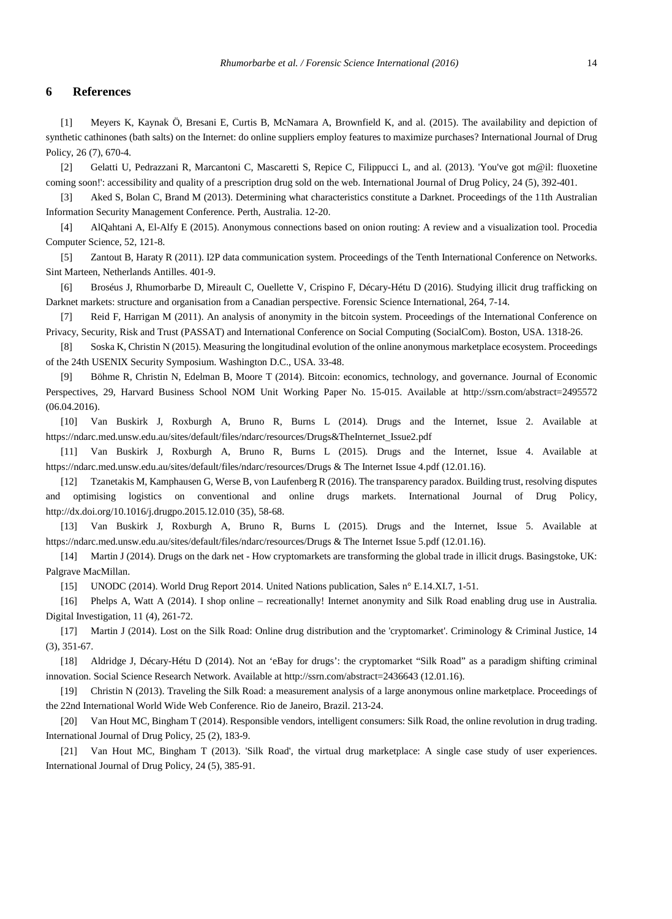## 6 References

[1] Meyers K, Kaynak Ö, Bresani E, Curtis B, McNamara A, Brownfield K, and al. (2015). The availability and depiction of synthetic cathinones (bath salts) on the Internet: do online suppliers employ features to maximize purchases? International Journal of Drug Policy, 26 (7), 670-4.

[2] Gelatti U, Pedrazzani R, Marcantoni C, Mascaretti S, Repice C, Filippucci L, and al. (2013). 'You've got m@il: fluoxetine coming soon!': accessibility and quality of a prescription drug sold on the web. International Journal of Drug Policy, 24 (5), 392-401.

[3] Aked S, Bolan C, Brand M (2013). Determining what characteristics constitute a Darknet. Proceedings of the 11th Australian Information Security Management Conference. Perth, Australia. 12-20.

[4] AlQahtani A, El-Alfy E (2015). Anonymous connections based on onion routing: A review and a visualization tool. Procedia Computer Science, 52, 121-8.

[5] Zantout B, Haraty R (2011). I2P data communication system. Proceedings of the Tenth International Conference on Networks. Sint Marteen, Netherlands Antilles. 401-9.

[6] Broséus J, Rhumorbarbe D, Mireault C, Ouellette V, Crispino F, Décary-Hétu D (2016). Studying illicit drug trafficking on Darknet markets: structure and organisation from a Canadian perspective. Forensic Science International, 264, 7-14.

[7] Reid F, Harrigan M (2011). An analysis of anonymity in the bitcoin system. Proceedings of the International Conference on Privacy, Security, Risk and Trust (PASSAT) and International Conference on Social Computing (SocialCom). Boston, USA. 1318-26.

[8] Soska K, Christin N (2015). Measuring the longitudinal evolution of the online anonymous marketplace ecosystem. Proceedings of the 24th USENIX Security Symposium. Washington D.C., USA. 33-48.

[9] Böhme R, Christin N, Edelman B, Moore T (2014). Bitcoin: economics, technology, and governance. Journal of Economic Perspectives, 29, Harvard Business School NOM Unit Working Paper No. 15-015. Available at http://ssrn.com/abstract=2495572 (06.04.2016).

[10] Van Buskirk J, Roxburgh A, Bruno R, Burns L (2014). Drugs and the Internet, Issue 2. Available at https://ndarc.med.unsw.edu.au/sites/default/files/ndarc/resources/Drugs&TheInternet_Issue2.pdf

[11] Van Buskirk J, Roxburgh A, Bruno R, Burns L (2015). Drugs and the Internet, Issue 4. Available at https://ndarc.med.unsw.edu.au/sites/default/files/ndarc/resources/Drugs & The Internet Issue 4.pdf (12.01.16).

[12] Tzanetakis M, Kamphausen G, Werse B, von Laufenberg R (2016). The transparency paradox. Building trust, resolving disputes and optimising logistics on conventional and online drugs markets. International Journal of Drug Policy, http://dx.doi.org/10.1016/j.drugpo.2015.12.010 (35), 58-68.

[13] Van Buskirk J, Roxburgh A, Bruno R, Burns L (2015). Drugs and the Internet, Issue 5. Available at https://ndarc.med.unsw.edu.au/sites/default/files/ndarc/resources/Drugs & The Internet Issue 5.pdf (12.01.16).

[14] Martin J (2014). Drugs on the dark net - How cryptomarkets are transforming the global trade in illicit drugs. Basingstoke, UK: Palgrave MacMillan.

[15] UNODC (2014). World Drug Report 2014. United Nations publication, Sales n° E.14.XI.7, 1-51.

[16] Phelps A, Watt A (2014). I shop online – recreationally! Internet anonymity and Silk Road enabling drug use in Australia. Digital Investigation, 11 (4), 261-72.

[17] Martin J (2014). Lost on the Silk Road: Online drug distribution and the 'cryptomarket'. Criminology & Criminal Justice, 14 (3), 351-67.

[18] Aldridge J, Décary-Hétu D (2014). Not an 'eBay for drugs': the cryptomarket "Silk Road" as a paradigm shifting criminal innovation. Social Science Research Network. Available at http://ssrn.com/abstract=2436643 (12.01.16).

[19] Christin N (2013). Traveling the Silk Road: a measurement analysis of a large anonymous online marketplace. Proceedings of the 22nd International World Wide Web Conference. Rio de Janeiro, Brazil. 213-24.

[20] Van Hout MC, Bingham T (2014). Responsible vendors, intelligent consumers: Silk Road, the online revolution in drug trading. International Journal of Drug Policy, 25 (2), 183-9.

[21] Van Hout MC, Bingham T (2013). 'Silk Road', the virtual drug marketplace: A single case study of user experiences. International Journal of Drug Policy, 24 (5), 385-91.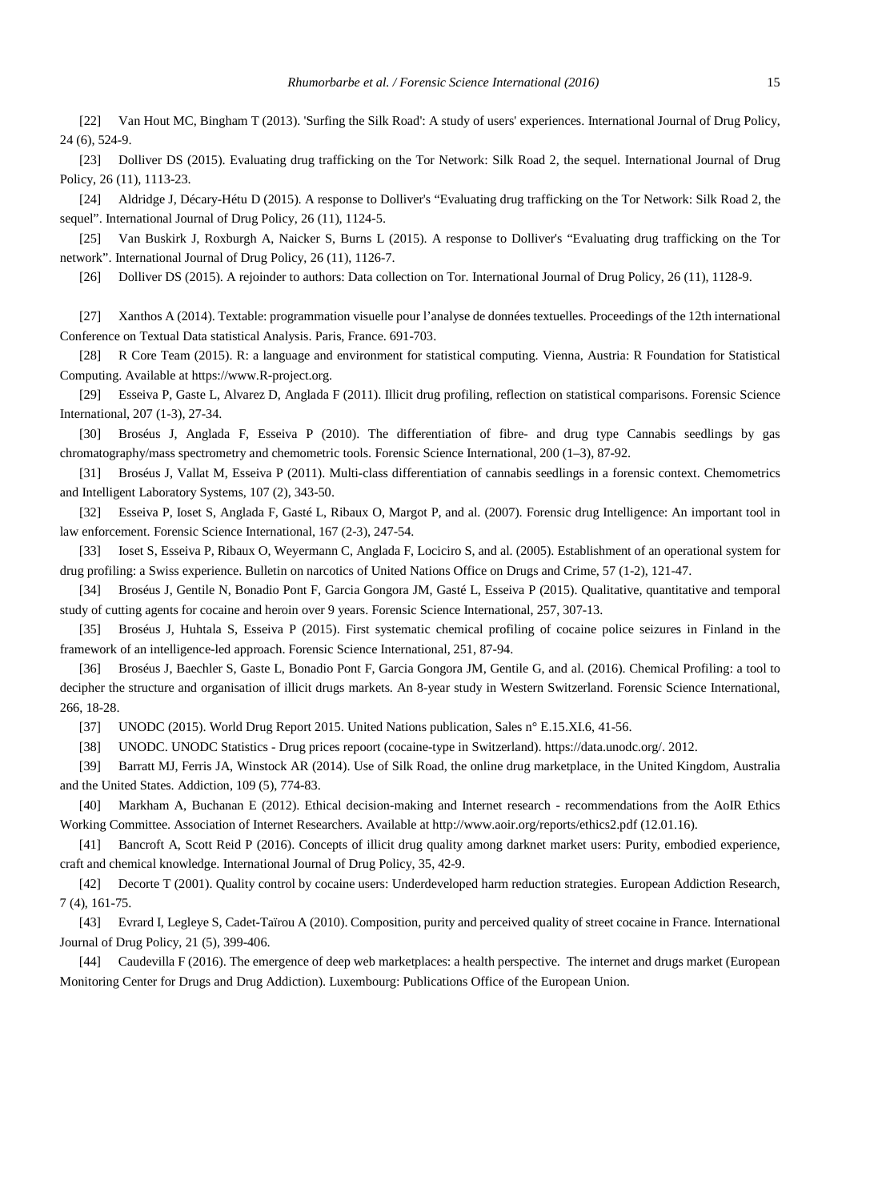[22] Van Hout MC, Bingham T (2013). 'Surfing the Silk Road': A study of users' experiences. International Journal of Drug Policy, 24 (6), 524-9.

[23] Dolliver DS (2015). Evaluating drug trafficking on the Tor Network: Silk Road 2, the sequel. International Journal of Drug Policy, 26 (11), 1113-23.

[24] Aldridge J, Décary-Hétu D (2015). A response to Dolliver's "Evaluating drug trafficking on the Tor Network: Silk Road 2, the sequel". International Journal of Drug Policy, 26 (11), 1124-5.

[25] Van Buskirk J, Roxburgh A, Naicker S, Burns L (2015). A response to Dolliver's "Evaluating drug trafficking on the Tor network". International Journal of Drug Policy, 26 (11), 1126-7.

[26] Dolliver DS (2015). A rejoinder to authors: Data collection on Tor. International Journal of Drug Policy, 26 (11), 1128-9.

[27] Xanthos A (2014). Textable: programmation visuelle pour l'analyse de données textuelles. Proceedings of the 12th international Conference on Textual Data statistical Analysis. Paris, France. 691-703.

[28] R Core Team (2015). R: a language and environment for statistical computing. Vienna, Austria: R Foundation for Statistical Computing. Available at https://www.R-project.org.

[29] Esseiva P, Gaste L, Alvarez D, Anglada F (2011). Illicit drug profiling, reflection on statistical comparisons. Forensic Science International, 207 (1-3), 27-34.

[30] Broséus J, Anglada F, Esseiva P (2010). The differentiation of fibre- and drug type Cannabis seedlings by gas chromatography/mass spectrometry and chemometric tools. Forensic Science International, 200 (1–3), 87-92.

[31] Broséus J, Vallat M, Esseiva P (2011). Multi-class differentiation of cannabis seedlings in a forensic context. Chemometrics and Intelligent Laboratory Systems, 107 (2), 343-50.

[32] Esseiva P, Ioset S, Anglada F, Gasté L, Ribaux O, Margot P, and al. (2007). Forensic drug Intelligence: An important tool in law enforcement. Forensic Science International, 167 (2-3), 247-54.

[33] Ioset S, Esseiva P, Ribaux O, Weyermann C, Anglada F, Lociciro S, and al. (2005). Establishment of an operational system for drug profiling: a Swiss experience. Bulletin on narcotics of United Nations Office on Drugs and Crime, 57 (1-2), 121-47.

[34] Broséus J, Gentile N, Bonadio Pont F, Garcia Gongora JM, Gasté L, Esseiva P (2015). Qualitative, quantitative and temporal study of cutting agents for cocaine and heroin over 9 years. Forensic Science International, 257, 307-13.

[35] Broséus J, Huhtala S, Esseiva P (2015). First systematic chemical profiling of cocaine police seizures in Finland in the framework of an intelligence-led approach. Forensic Science International, 251, 87-94.

[36] Broséus J, Baechler S, Gaste L, Bonadio Pont F, Garcia Gongora JM, Gentile G, and al. (2016). Chemical Profiling: a tool to decipher the structure and organisation of illicit drugs markets. An 8-year study in Western Switzerland. Forensic Science International, 266, 18-28.

[37] UNODC (2015). World Drug Report 2015. United Nations publication, Sales n° E.15.XI.6, 41-56.

[38] UNODC. UNODC Statistics - Drug prices repoort (cocaine-type in Switzerland). https://data.unodc.org/. 2012.

[39] Barratt MJ, Ferris JA, Winstock AR (2014). Use of Silk Road, the online drug marketplace, in the United Kingdom, Australia and the United States. Addiction, 109 (5), 774-83.

[40] Markham A, Buchanan E (2012). Ethical decision-making and Internet research - recommendations from the AoIR Ethics Working Committee. Association of Internet Researchers. Available at http://www.aoir.org/reports/ethics2.pdf (12.01.16).

[41] Bancroft A, Scott Reid P (2016). Concepts of illicit drug quality among darknet market users: Purity, embodied experience, craft and chemical knowledge. International Journal of Drug Policy, 35, 42-9.

[42] Decorte T (2001). Quality control by cocaine users: Underdeveloped harm reduction strategies. European Addiction Research, 7 (4), 161-75.

[43] Evrard I, Legleye S, Cadet-Taïrou A (2010). Composition, purity and perceived quality of street cocaine in France. International Journal of Drug Policy, 21 (5), 399-406.

[44] Caudevilla F (2016). The emergence of deep web marketplaces: a health perspective. The internet and drugs market (European Monitoring Center for Drugs and Drug Addiction). Luxembourg: Publications Office of the European Union.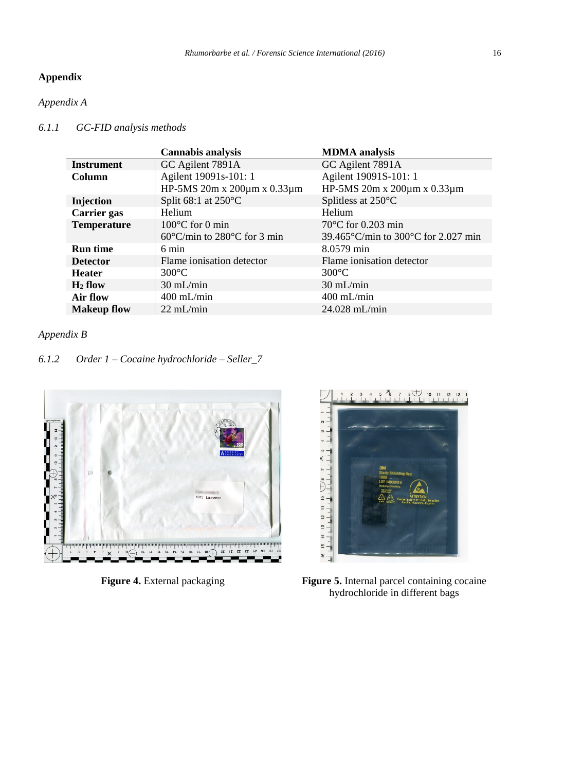# Appendix

*Appendix A*

## *6.1.1 GC-FID analysis methods*

| | Cannabis analysis | MDMA analysis |
|---|---|---|
| **Instrument** | GC Agilent 7891A | GC Agilent 7891A |
| **Column** | Agilent 19091s-101: 1<br>HP-5MS 20m x 200µm x 0.33µm | Agilent 19091S-101: 1<br>HP-5MS 20m x 200µm x 0.33µm |
| **Injection** | Split 68:1 at 250°C | Splitless at 250°C |
| **Carrier gas** | Helium | Helium |
| **Temperature** | 100°C for 0 min<br>60°C/min to 280°C for 3 min | 70°C for 0.203 min<br>39.465°C/min to 300°C for 2.027 min |
| **Run time** | 6 min | 8.0579 min |
| **Detector** | Flame ionisation detector | Flame ionisation detector |
| **Heater** | 300°C | 300°C |
| **$H_2$ flow** | 30 mL/min | 30 mL/min |
| **Air flow** | 400 mL/min | 400 mL/min |
| **Makeup flow** | 22 mL/min | 24.028 mL/min |

*Appendix B*

## *6.1.2 Order 1 – Cocaine hydrochloride – Seller_7*

**Figure 4.** External packaging

**Figure 5.** Internal parcel containing cocaine hydrochloride in different bags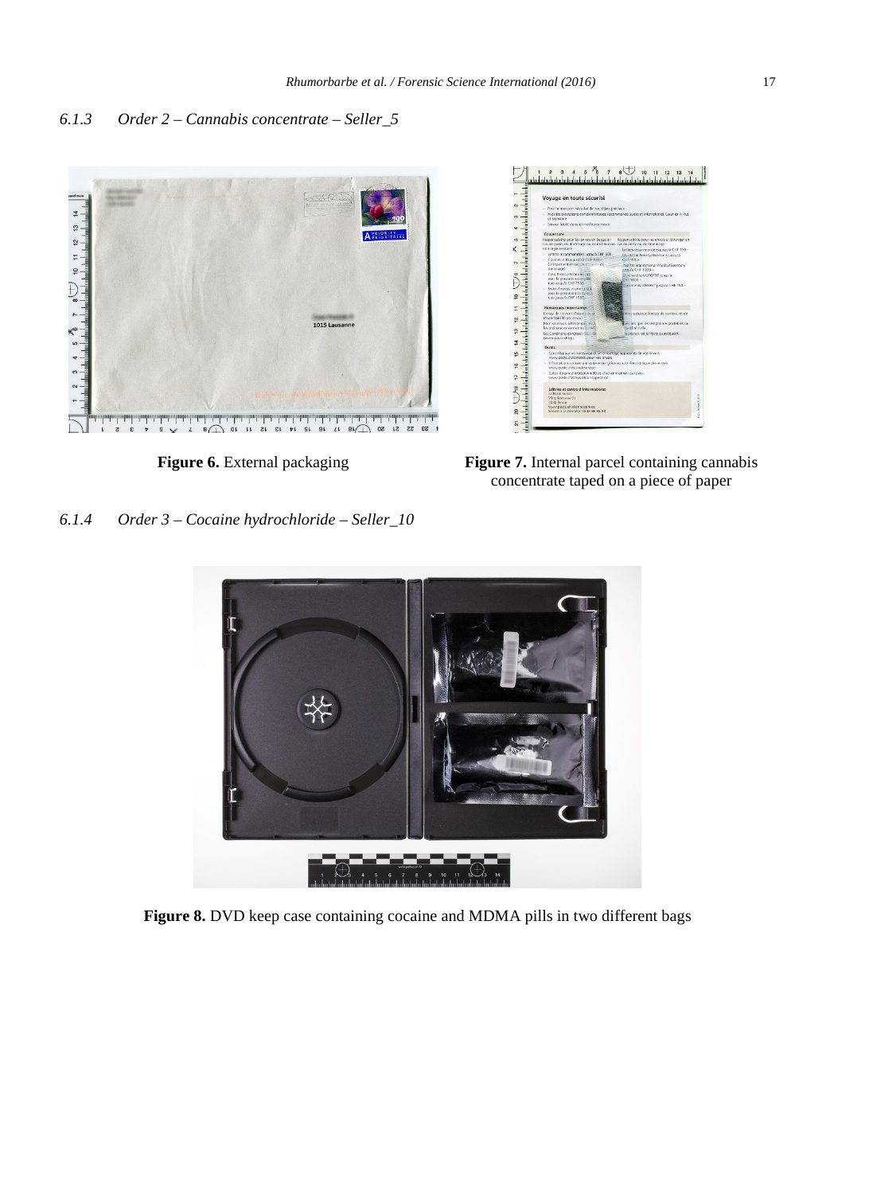### 6.1.3 Order 2 – Cannabis concentrate – Seller_5

**Figure 6.** External packaging

**Figure 7.** Internal parcel containing cannabis concentrate taped on a piece of paper

### 6.1.4 Order 3 – Cocaine hydrochloride – Seller_10

**Figure 8.** DVD keep case containing cocaine and MDMA pills in two different bags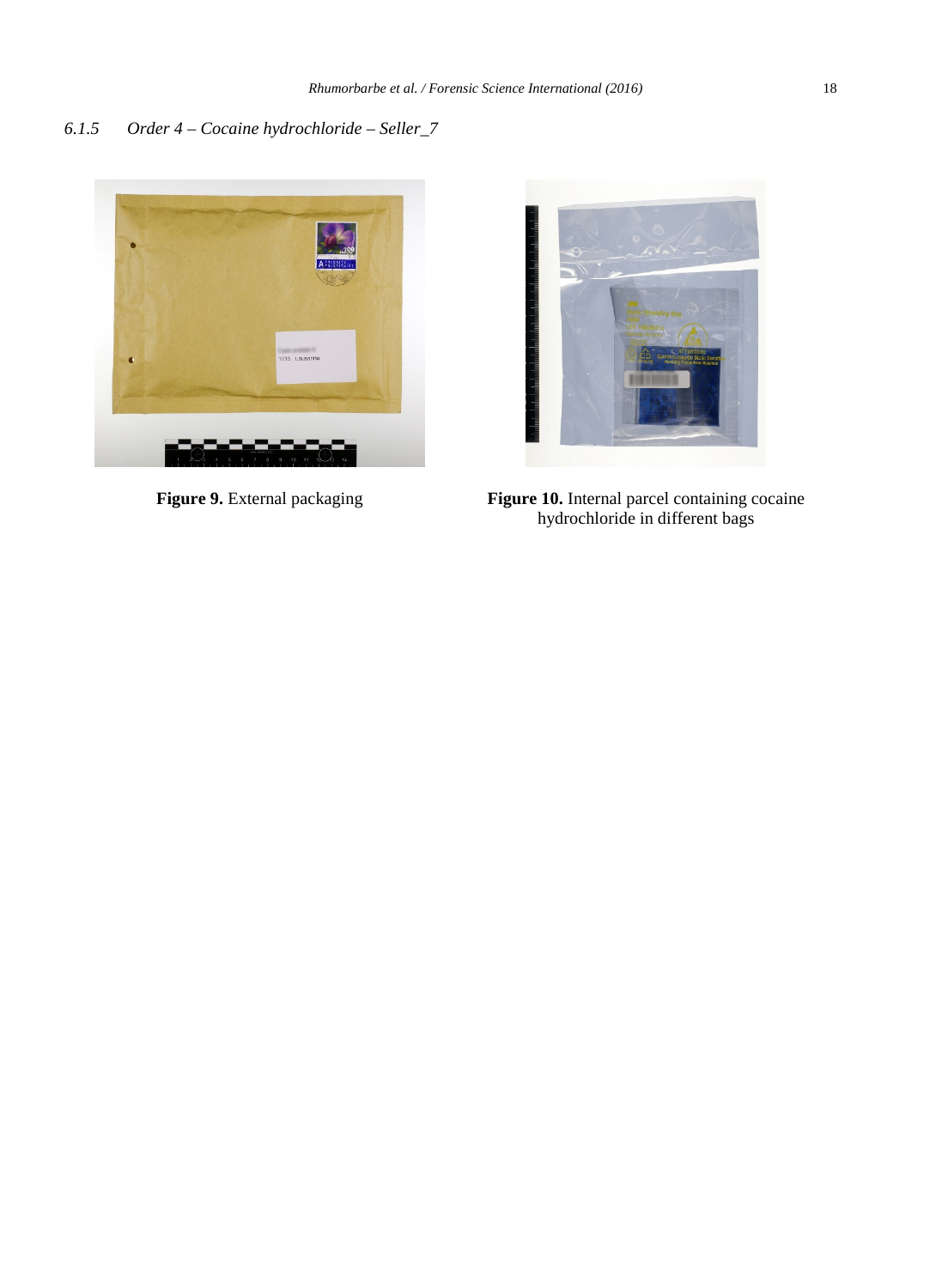### 6.1.5 *Order 4 – Cocaine hydrochloride – Seller_7*

**Figure 9.** External packaging

**Figure 10.** Internal parcel containing cocaine hydrochloride in different bags